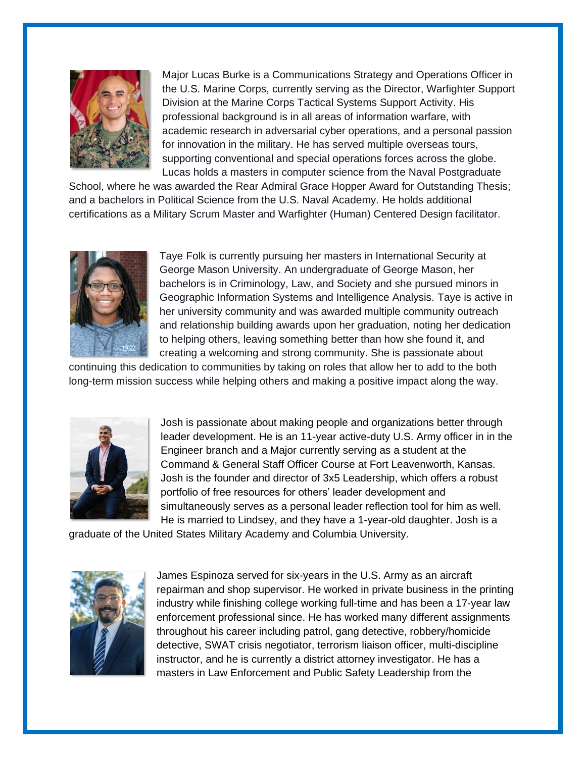Major Lucas Burke is a Communications Strategy and Operations Officer in the U.S. Marine Corps, currently serving as the Director, Warfighter Support Division at the Marine Corps Tactical Systems Support Activity. His professional background is in all areas of information warfare, with academic research in adversarial cyber operations, and a personal passion for innovation in the military. He has served multiple overseas tours, supporting conventional and special operations forces across the globe. Lucas holds a masters in computer science from the Naval Postgraduate School, where he was awarded the Rear Admiral Grace Hopper Award for Outstanding Thesis; and a bachelors in Political Science from the U.S. Naval Academy. He holds additional certifications as a Military Scrum Master and Warfighter (Human) Centered Design facilitator.

Taye Folk is currently pursuing her masters in International Security at George Mason University. An undergraduate of George Mason, her bachelors is in Criminology, Law, and Society and she pursued minors in Geographic Information Systems and Intelligence Analysis. Taye is active in her university community and was awarded multiple community outreach and relationship building awards upon her graduation, noting her dedication to helping others, leaving something better than how she found it, and creating a welcoming and strong community. She is passionate about continuing this dedication to communities by taking on roles that allow her to add to the both long-term mission success while helping others and making a positive impact along the way.

Josh is passionate about making people and organizations better through leader development. He is an 11-year active-duty U.S. Army officer in in the Engineer branch and a Major currently serving as a student at the Command & General Staff Officer Course at Fort Leavenworth, Kansas. Josh is the founder and director of 3x5 Leadership, which offers a robust portfolio of free resources for others' leader development and simultaneously serves as a personal leader reflection tool for him as well. He is married to Lindsey, and they have a 1-year-old daughter. Josh is a graduate of the United States Military Academy and Columbia University.

James Espinoza served for six-years in the U.S. Army as an aircraft repairman and shop supervisor. He worked in private business in the printing industry while finishing college working full-time and has been a 17-year law enforcement professional since. He has worked many different assignments throughout his career including patrol, gang detective, robbery/homicide detective, SWAT crisis negotiator, terrorism liaison officer, multi-discipline instructor, and he is currently a district attorney investigator. He has a masters in Law Enforcement and Public Safety Leadership from the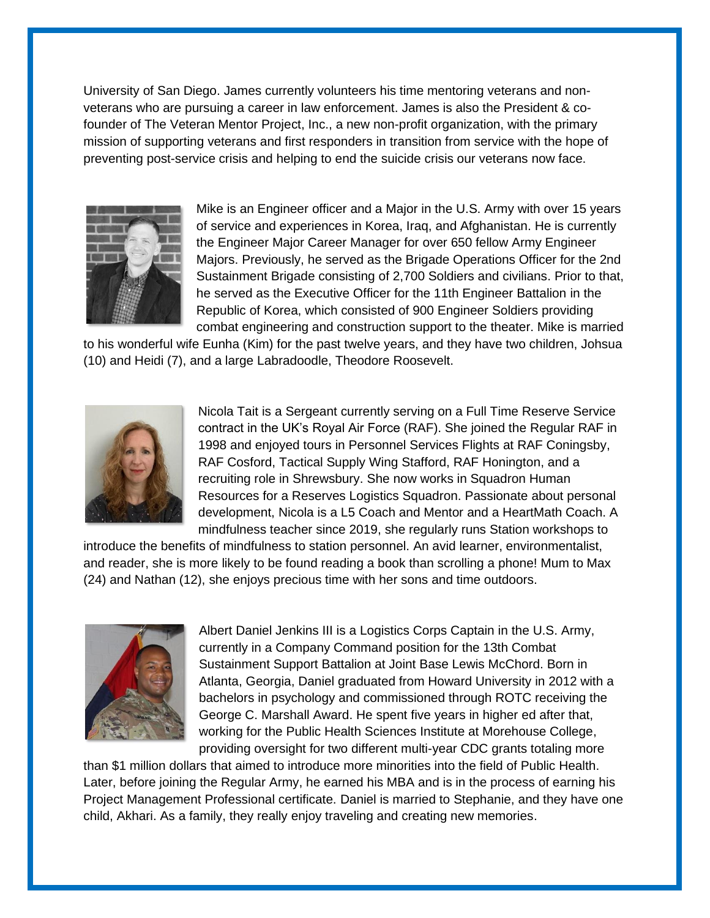University of San Diego. James currently volunteers his time mentoring veterans and non-veterans who are pursuing a career in law enforcement. James is also the President & co-founder of The Veteran Mentor Project, Inc., a new non-profit organization, with the primary mission of supporting veterans and first responders in transition from service with the hope of preventing post-service crisis and helping to end the suicide crisis our veterans now face.

Mike is an Engineer officer and a Major in the U.S. Army with over 15 years of service and experiences in Korea, Iraq, and Afghanistan. He is currently the Engineer Major Career Manager for over 650 fellow Army Engineer Majors. Previously, he served as the Brigade Operations Officer for the 2nd Sustainment Brigade consisting of 2,700 Soldiers and civilians. Prior to that, he served as the Executive Officer for the 11th Engineer Battalion in the Republic of Korea, which consisted of 900 Engineer Soldiers providing combat engineering and construction support to the theater. Mike is married to his wonderful wife Eunha (Kim) for the past twelve years, and they have two children, Johsua (10) and Heidi (7), and a large Labradoodle, Theodore Roosevelt.

Nicola Tait is a Sergeant currently serving on a Full Time Reserve Service contract in the UK's Royal Air Force (RAF). She joined the Regular RAF in 1998 and enjoyed tours in Personnel Services Flights at RAF Coningsby, RAF Cosford, Tactical Supply Wing Stafford, RAF Honington, and a recruiting role in Shrewsbury. She now works in Squadron Human Resources for a Reserves Logistics Squadron. Passionate about personal development, Nicola is a L5 Coach and Mentor and a HeartMath Coach. A mindfulness teacher since 2019, she regularly runs Station workshops to introduce the benefits of mindfulness to station personnel. An avid learner, environmentalist, and reader, she is more likely to be found reading a book than scrolling a phone! Mum to Max (24) and Nathan (12), she enjoys precious time with her sons and time outdoors.

Albert Daniel Jenkins III is a Logistics Corps Captain in the U.S. Army, currently in a Company Command position for the 13th Combat Sustainment Support Battalion at Joint Base Lewis McChord. Born in Atlanta, Georgia, Daniel graduated from Howard University in 2012 with a bachelors in psychology and commissioned through ROTC receiving the George C. Marshall Award. He spent five years in higher ed after that, working for the Public Health Sciences Institute at Morehouse College, providing oversight for two different multi-year CDC grants totaling more than $1 million dollars that aimed to introduce more minorities into the field of Public Health. Later, before joining the Regular Army, he earned his MBA and is in the process of earning his Project Management Professional certificate. Daniel is married to Stephanie, and they have one child, Akhari. As a family, they really enjoy traveling and creating new memories.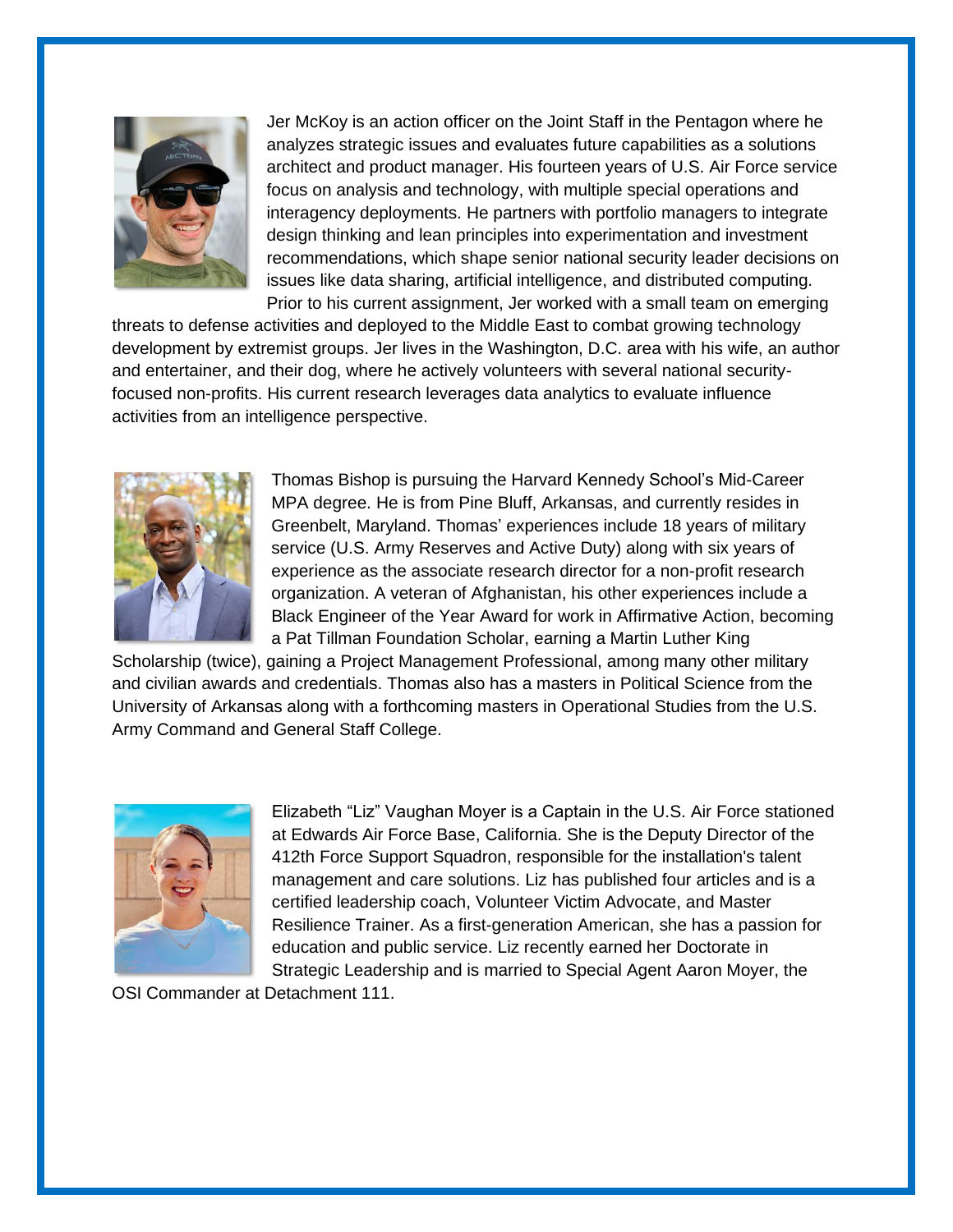Jer McKoy is an action officer on the Joint Staff in the Pentagon where he analyzes strategic issues and evaluates future capabilities as a solutions architect and product manager. His fourteen years of U.S. Air Force service focus on analysis and technology, with multiple special operations and interagency deployments. He partners with portfolio managers to integrate design thinking and lean principles into experimentation and investment recommendations, which shape senior national security leader decisions on issues like data sharing, artificial intelligence, and distributed computing. Prior to his current assignment, Jer worked with a small team on emerging threats to defense activities and deployed to the Middle East to combat growing technology development by extremist groups. Jer lives in the Washington, D.C. area with his wife, an author and entertainer, and their dog, where he actively volunteers with several national security-focused non-profits. His current research leverages data analytics to evaluate influence activities from an intelligence perspective.

Thomas Bishop is pursuing the Harvard Kennedy School's Mid-Career MPA degree. He is from Pine Bluff, Arkansas, and currently resides in Greenbelt, Maryland. Thomas' experiences include 18 years of military service (U.S. Army Reserves and Active Duty) along with six years of experience as the associate research director for a non-profit research organization. A veteran of Afghanistan, his other experiences include a Black Engineer of the Year Award for work in Affirmative Action, becoming a Pat Tillman Foundation Scholar, earning a Martin Luther King Scholarship (twice), gaining a Project Management Professional, among many other military and civilian awards and credentials. Thomas also has a masters in Political Science from the University of Arkansas along with a forthcoming masters in Operational Studies from the U.S. Army Command and General Staff College.

Elizabeth "Liz" Vaughan Moyer is a Captain in the U.S. Air Force stationed at Edwards Air Force Base, California. She is the Deputy Director of the 412th Force Support Squadron, responsible for the installation's talent management and care solutions. Liz has published four articles and is a certified leadership coach, Volunteer Victim Advocate, and Master Resilience Trainer. As a first-generation American, she has a passion for education and public service. Liz recently earned her Doctorate in Strategic Leadership and is married to Special Agent Aaron Moyer, the OSI Commander at Detachment 111.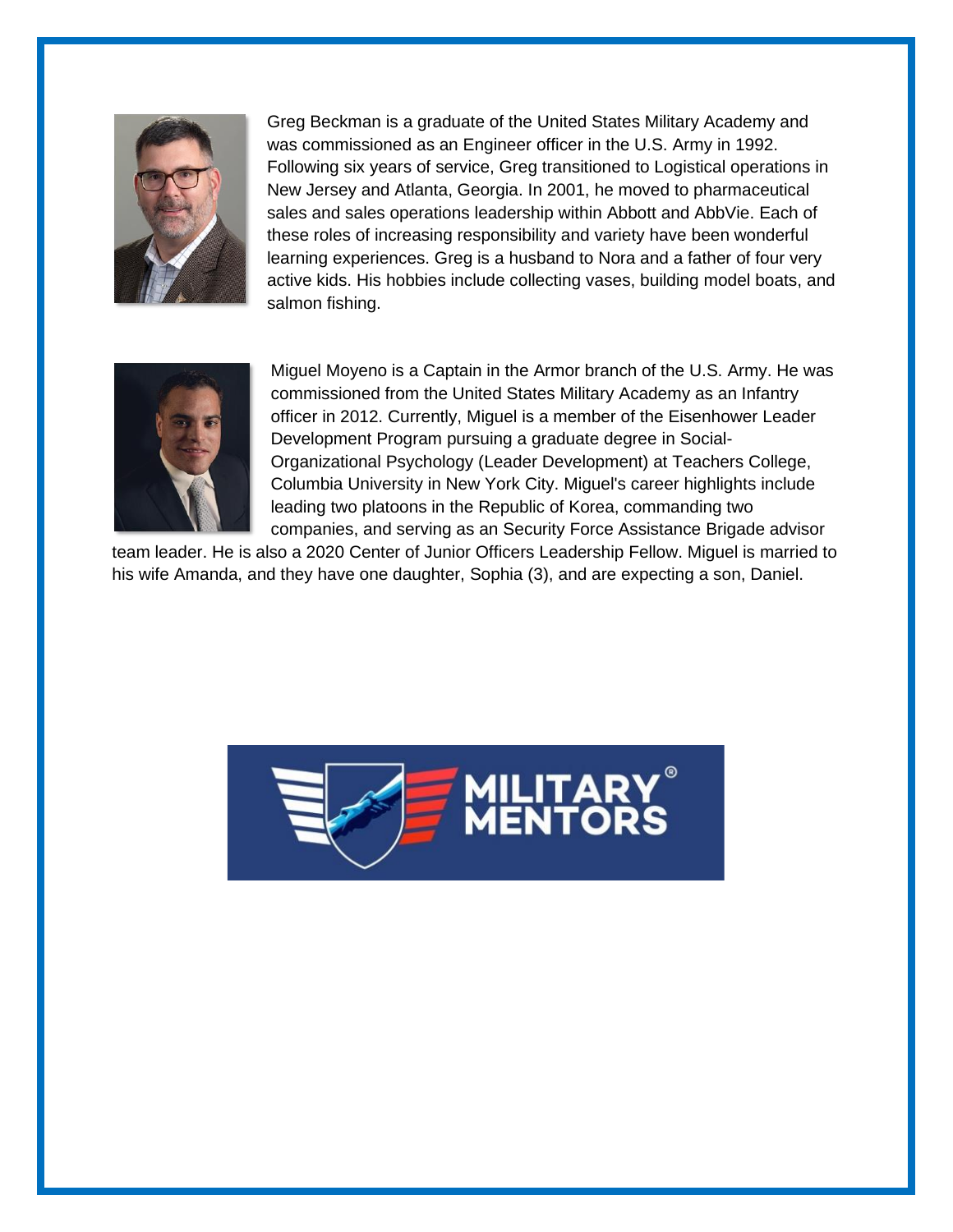Greg Beckman is a graduate of the United States Military Academy and was commissioned as an Engineer officer in the U.S. Army in 1992. Following six years of service, Greg transitioned to Logistical operations in New Jersey and Atlanta, Georgia. In 2001, he moved to pharmaceutical sales and sales operations leadership within Abbott and AbbVie. Each of these roles of increasing responsibility and variety have been wonderful learning experiences. Greg is a husband to Nora and a father of four very active kids. His hobbies include collecting vases, building model boats, and salmon fishing.

Miguel Moyeno is a Captain in the Armor branch of the U.S. Army. He was commissioned from the United States Military Academy as an Infantry officer in 2012. Currently, Miguel is a member of the Eisenhower Leader Development Program pursuing a graduate degree in Social-Organizational Psychology (Leader Development) at Teachers College, Columbia University in New York City. Miguel's career highlights include leading two platoons in the Republic of Korea, commanding two companies, and serving as an Security Force Assistance Brigade advisor team leader. He is also a 2020 Center of Junior Officers Leadership Fellow. Miguel is married to his wife Amanda, and they have one daughter, Sophia (3), and are expecting a son, Daniel.

MILITARY® MENTORS